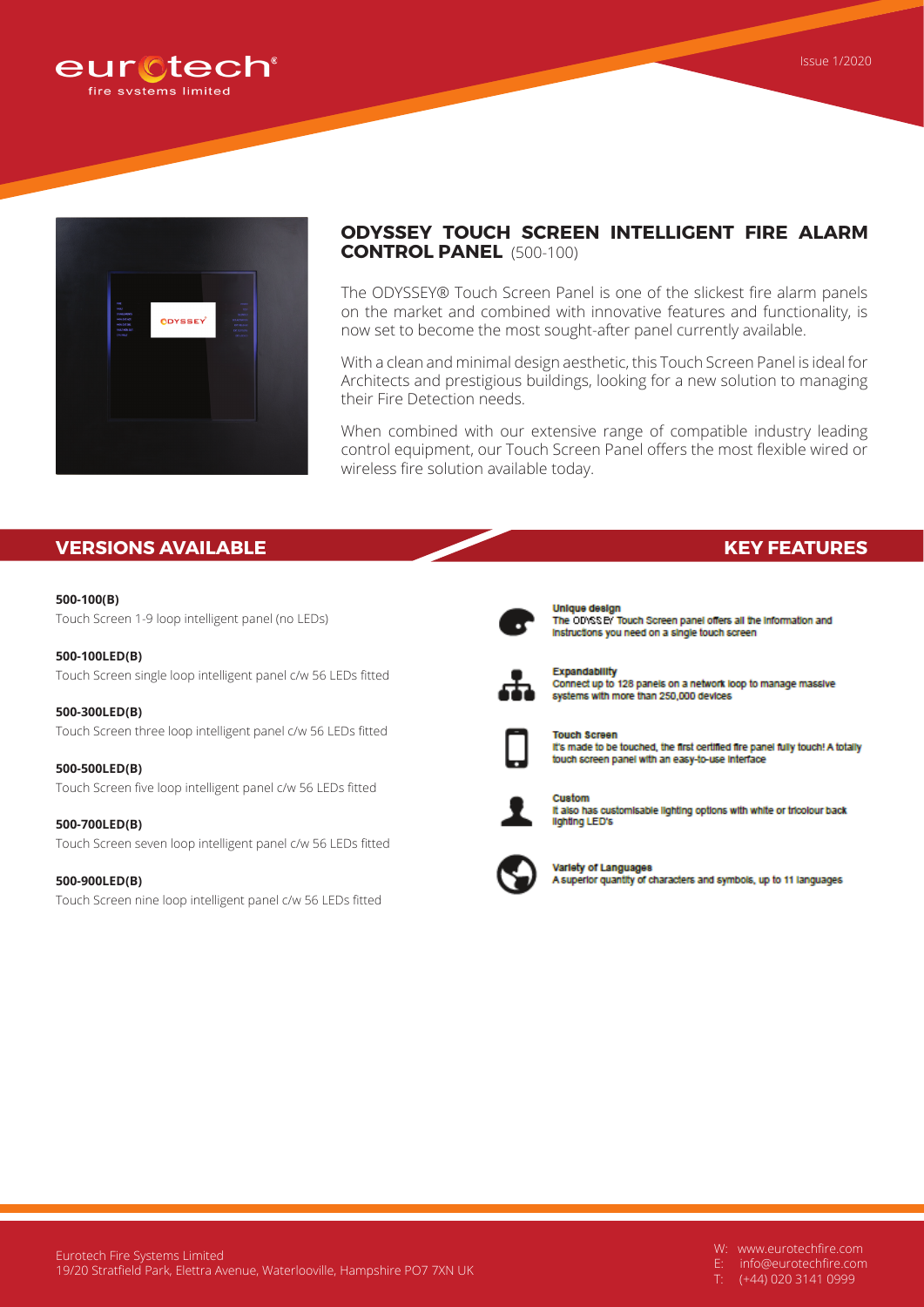eurotech®
fire systems limited

Issue 1/2020

## ODYSSEY TOUCH SCREEN INTELLIGENT FIRE ALARM CONTROL PANEL (500-100)

The ODYSSEY® Touch Screen Panel is one of the slickest fire alarm panels on the market and combined with innovative features and functionality, is now set to become the most sought-after panel currently available.

With a clean and minimal design aesthetic, this Touch Screen Panel is ideal for Architects and prestigious buildings, looking for a new solution to managing their Fire Detection needs.

When combined with our extensive range of compatible industry leading control equipment, our Touch Screen Panel offers the most flexible wired or wireless fire solution available today.

## VERSIONS AVAILABLE

**500-100(B)**
Touch Screen 1-9 loop intelligent panel (no LEDs)

**500-100LED(B)**
Touch Screen single loop intelligent panel c/w 56 LEDs fitted

**500-300LED(B)**
Touch Screen three loop intelligent panel c/w 56 LEDs fitted

**500-500LED(B)**
Touch Screen five loop intelligent panel c/w 56 LEDs fitted

**500-700LED(B)**
Touch Screen seven loop intelligent panel c/w 56 LEDs fitted

**500-900LED(B)**
Touch Screen nine loop intelligent panel c/w 56 LEDs fitted

## KEY FEATURES

**Unique design**
The ODYSSEY Touch Screen panel offers all the information and instructions you need on a single touch screen

**Expandability**
Connect up to 128 panels on a network loop to manage massive systems with more than 250,000 devices

**Touch Screen**
It's made to be touched, the first certified fire panel fully touch! A totally touch screen panel with an easy-to-use interface

**Custom**
It also has customisable lighting options with white or tricolour back lighting LED's

**Variety of Languages**
A superior quantity of characters and symbols, up to 11 languages

Eurotech Fire Systems Limited
19/20 Stratfield Park, Elettra Avenue, Waterlooville, Hampshire PO7 7XN UK

W: www.eurotechfire.com
E: info@eurotechfire.com
T: (+44) 020 3141 0999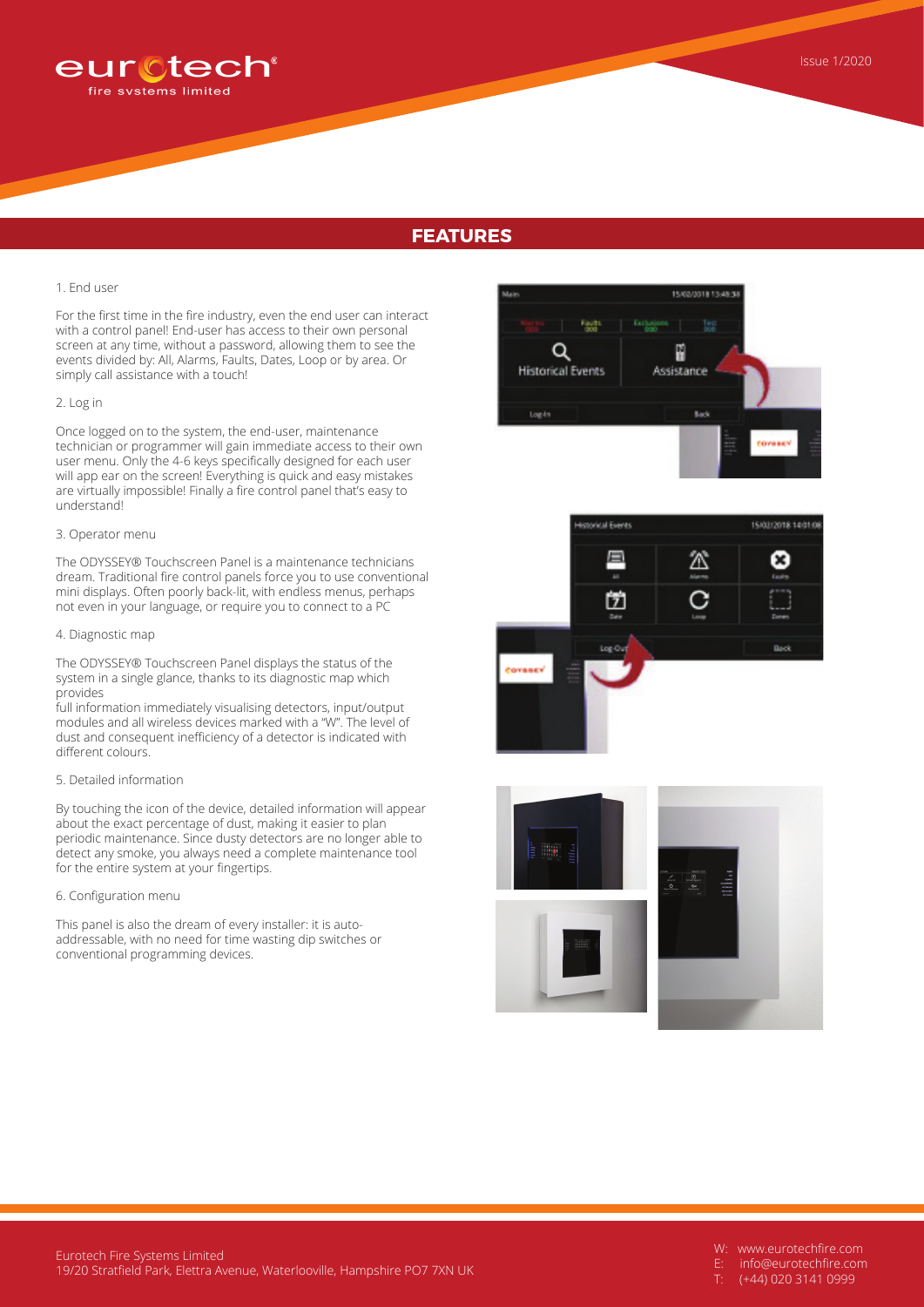## FEATURES

1. End user

For the first time in the fire industry, even the end user can interact with a control panel! End-user has access to their own personal screen at any time, without a password, allowing them to see the events divided by: All, Alarms, Faults, Dates, Loop or by area. Or simply call assistance with a touch!

2. Log in

Once logged on to the system, the end-user, maintenance technician or programmer will gain immediate access to their own user menu. Only the 4-6 keys specifically designed for each user will app ear on the screen! Everything is quick and easy mistakes are virtually impossible! Finally a fire control panel that's easy to understand!

3. Operator menu

The ODYSSEY® Touchscreen Panel is a maintenance technicians dream. Traditional fire control panels force you to use conventional mini displays. Often poorly back-lit, with endless menus, perhaps not even in your language, or require you to connect to a PC

4. Diagnostic map

The ODYSSEY® Touchscreen Panel displays the status of the system in a single glance, thanks to its diagnostic map which provides
full information immediately visualising detectors, input/output modules and all wireless devices marked with a "W". The level of dust and consequent inefficiency of a detector is indicated with different colours.

5. Detailed information

By touching the icon of the device, detailed information will appear about the exact percentage of dust, making it easier to plan periodic maintenance. Since dusty detectors are no longer able to detect any smoke, you always need a complete maintenance tool for the entire system at your fingertips.

6. Configuration menu

This panel is also the dream of every installer: it is auto-addressable, with no need for time wasting dip switches or conventional programming devices.

Eurotech Fire Systems Limited
19/20 Stratfield Park, Elettra Avenue, Waterlooville, Hampshire PO7 7XN UK

W: www.eurotechfire.com
E: info@eurotechfire.com
T: (+44) 020 3141 0999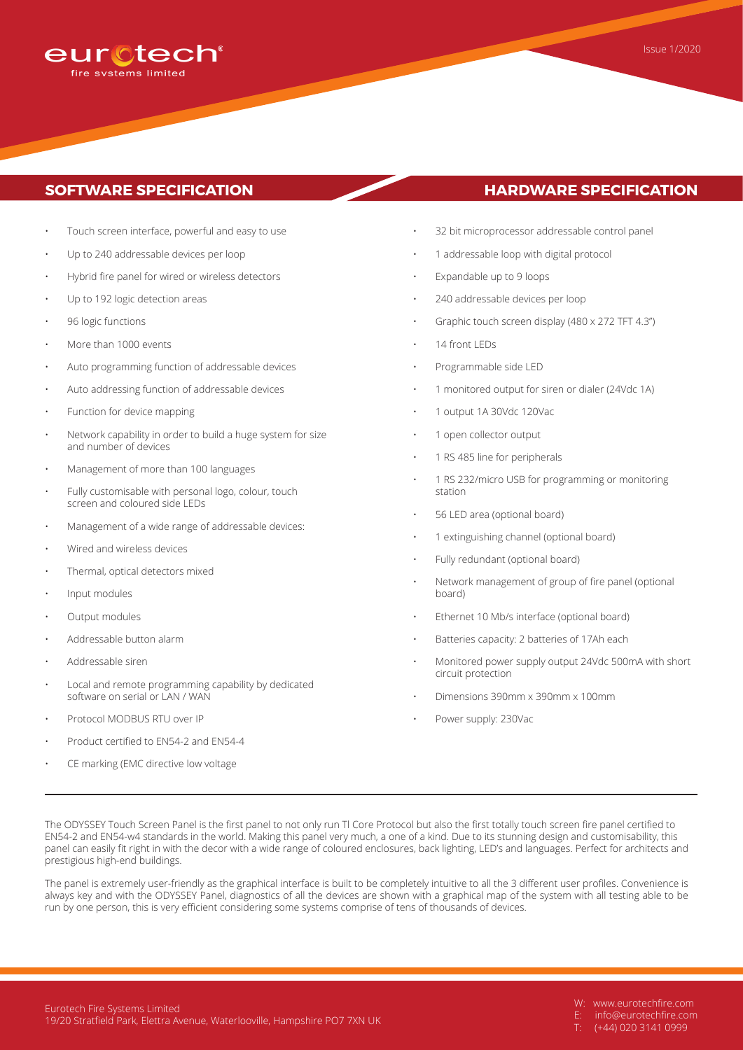## SOFTWARE SPECIFICATION

- Touch screen interface, powerful and easy to use
- Up to 240 addressable devices per loop
- Hybrid fire panel for wired or wireless detectors
- Up to 192 logic detection areas
- 96 logic functions
- More than 1000 events
- Auto programming function of addressable devices
- Auto addressing function of addressable devices
- Function for device mapping
- Network capability in order to build a huge system for size and number of devices
- Management of more than 100 languages
- Fully customisable with personal logo, colour, touch screen and coloured side LEDs
- Management of a wide range of addressable devices:
- Wired and wireless devices
- Thermal, optical detectors mixed
- Input modules
- Output modules
- Addressable button alarm
- Addressable siren
- Local and remote programming capability by dedicated software on serial or LAN / WAN
- Protocol MODBUS RTU over IP
- Product certified to EN54-2 and EN54-4
- CE marking (EMC directive low voltage

## HARDWARE SPECIFICATION

- 32 bit microprocessor addressable control panel
- 1 addressable loop with digital protocol
- Expandable up to 9 loops
- 240 addressable devices per loop
- Graphic touch screen display (480 x 272 TFT 4.3")
- 14 front LEDs
- Programmable side LED
- 1 monitored output for siren or dialer (24Vdc 1A)
- 1 output 1A 30Vdc 120Vac
- 1 open collector output
- 1 RS 485 line for peripherals
- 1 RS 232/micro USB for programming or monitoring station
- 56 LED area (optional board)
- 1 extinguishing channel (optional board)
- Fully redundant (optional board)
- Network management of group of fire panel (optional board)
- Ethernet 10 Mb/s interface (optional board)
- Batteries capacity: 2 batteries of 17Ah each
- Monitored power supply output 24Vdc 500mA with short circuit protection
- Dimensions 390mm x 390mm x 100mm
- Power supply: 230Vac

---

The ODYSSEY Touch Screen Panel is the first panel to not only run TI Core Protocol but also the first totally touch screen fire panel certified to EN54-2 and EN54-w4 standards in the world. Making this panel very much, a one of a kind. Due to its stunning design and customisability, this panel can easily fit right in with the decor with a wide range of coloured enclosures, back lighting, LED's and languages. Perfect for architects and prestigious high-end buildings.

The panel is extremely user-friendly as the graphical interface is built to be completely intuitive to all the 3 different user profiles. Convenience is always key and with the ODYSSEY Panel, diagnostics of all the devices are shown with a graphical map of the system with all testing able to be run by one person, this is very efficient considering some systems comprise of tens of thousands of devices.

Eurotech Fire Systems Limited
19/20 Stratfield Park, Elettra Avenue, Waterlooville, Hampshire PO7 7XN UK

W: www.eurotechfire.com
E: info@eurotechfire.com
T: (+44) 020 3141 0999